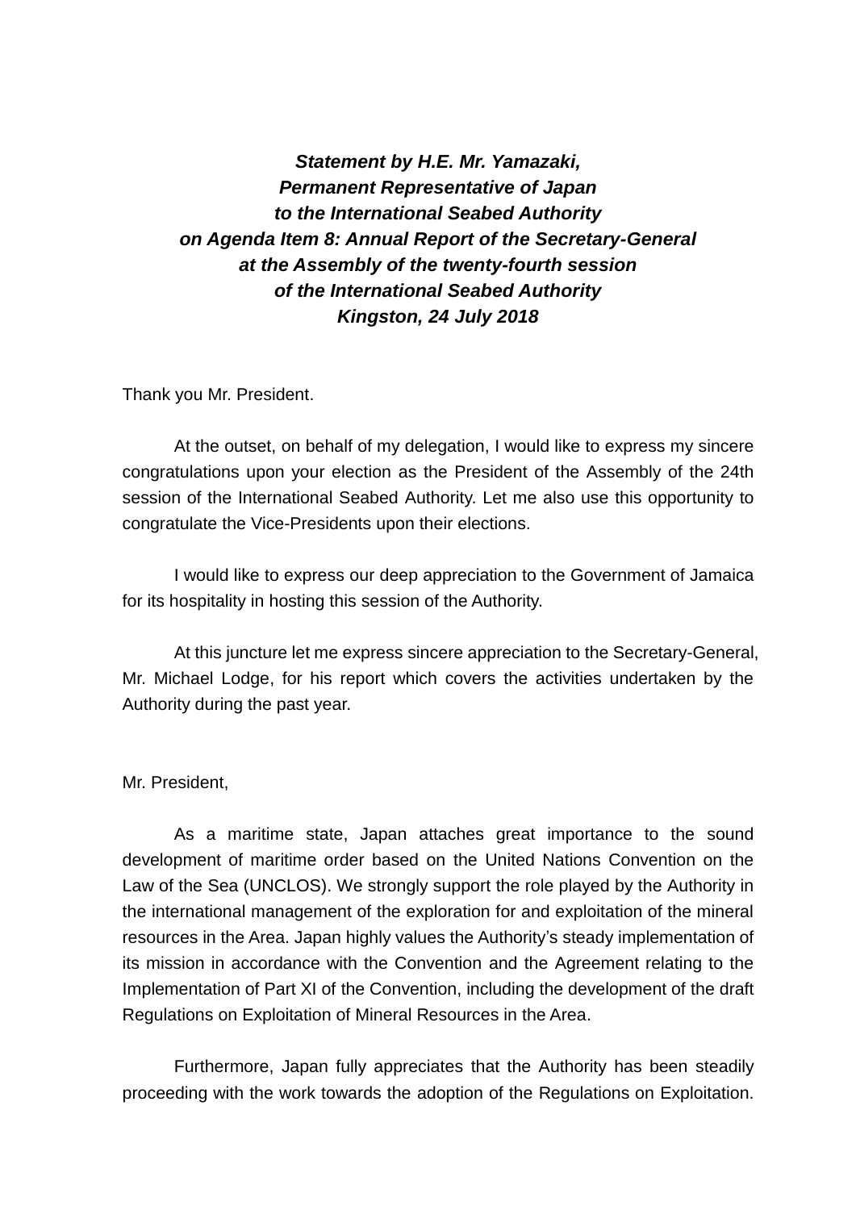***Statement by H.E. Mr. Yamazaki,***
***Permanent Representative of Japan***
***to the International Seabed Authority***
***on Agenda Item 8: Annual Report of the Secretary-General***
***at the Assembly of the twenty-fourth session***
***of the International Seabed Authority***
***Kingston, 24 July 2018***

Thank you Mr. President.

At the outset, on behalf of my delegation, I would like to express my sincere congratulations upon your election as the President of the Assembly of the 24th session of the International Seabed Authority. Let me also use this opportunity to congratulate the Vice-Presidents upon their elections.

I would like to express our deep appreciation to the Government of Jamaica for its hospitality in hosting this session of the Authority.

At this juncture let me express sincere appreciation to the Secretary-General, Mr. Michael Lodge, for his report which covers the activities undertaken by the Authority during the past year.

Mr. President,

As a maritime state, Japan attaches great importance to the sound development of maritime order based on the United Nations Convention on the Law of the Sea (UNCLOS). We strongly support the role played by the Authority in the international management of the exploration for and exploitation of the mineral resources in the Area. Japan highly values the Authority's steady implementation of its mission in accordance with the Convention and the Agreement relating to the Implementation of Part XI of the Convention, including the development of the draft Regulations on Exploitation of Mineral Resources in the Area.

Furthermore, Japan fully appreciates that the Authority has been steadily proceeding with the work towards the adoption of the Regulations on Exploitation.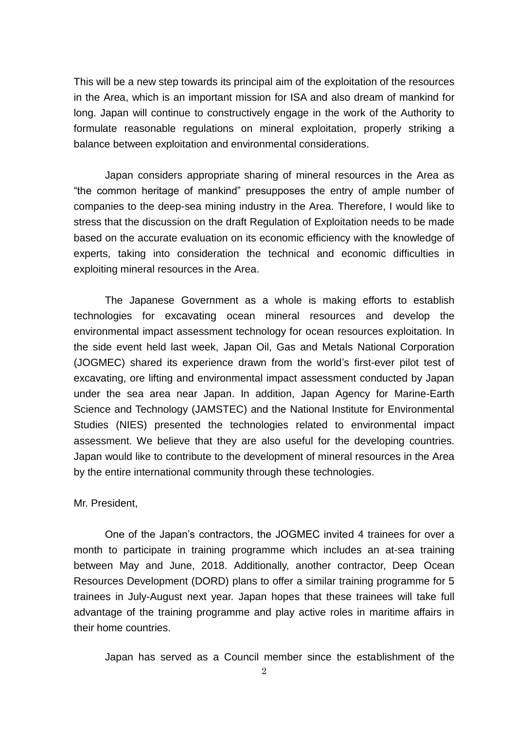This will be a new step towards its principal aim of the exploitation of the resources in the Area, which is an important mission for ISA and also dream of mankind for long. Japan will continue to constructively engage in the work of the Authority to formulate reasonable regulations on mineral exploitation, properly striking a balance between exploitation and environmental considerations.

Japan considers appropriate sharing of mineral resources in the Area as "the common heritage of mankind" presupposes the entry of ample number of companies to the deep-sea mining industry in the Area. Therefore, I would like to stress that the discussion on the draft Regulation of Exploitation needs to be made based on the accurate evaluation on its economic efficiency with the knowledge of experts, taking into consideration the technical and economic difficulties in exploiting mineral resources in the Area.

The Japanese Government as a whole is making efforts to establish technologies for excavating ocean mineral resources and develop the environmental impact assessment technology for ocean resources exploitation. In the side event held last week, Japan Oil, Gas and Metals National Corporation (JOGMEC) shared its experience drawn from the world's first-ever pilot test of excavating, ore lifting and environmental impact assessment conducted by Japan under the sea area near Japan. In addition, Japan Agency for Marine-Earth Science and Technology (JAMSTEC) and the National Institute for Environmental Studies (NIES) presented the technologies related to environmental impact assessment. We believe that they are also useful for the developing countries. Japan would like to contribute to the development of mineral resources in the Area by the entire international community through these technologies.

Mr. President,

One of the Japan's contractors, the JOGMEC invited 4 trainees for over a month to participate in training programme which includes an at-sea training between May and June, 2018. Additionally, another contractor, Deep Ocean Resources Development (DORD) plans to offer a similar training programme for 5 trainees in July-August next year. Japan hopes that these trainees will take full advantage of the training programme and play active roles in maritime affairs in their home countries.

Japan has served as a Council member since the establishment of the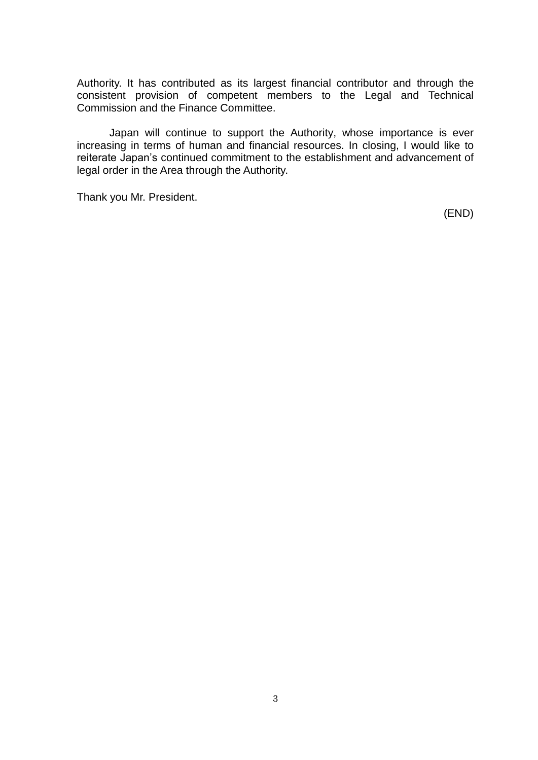Authority. It has contributed as its largest financial contributor and through the consistent provision of competent members to the Legal and Technical Commission and the Finance Committee.

Japan will continue to support the Authority, whose importance is ever increasing in terms of human and financial resources. In closing, I would like to reiterate Japan's continued commitment to the establishment and advancement of legal order in the Area through the Authority.

Thank you Mr. President.

(END)